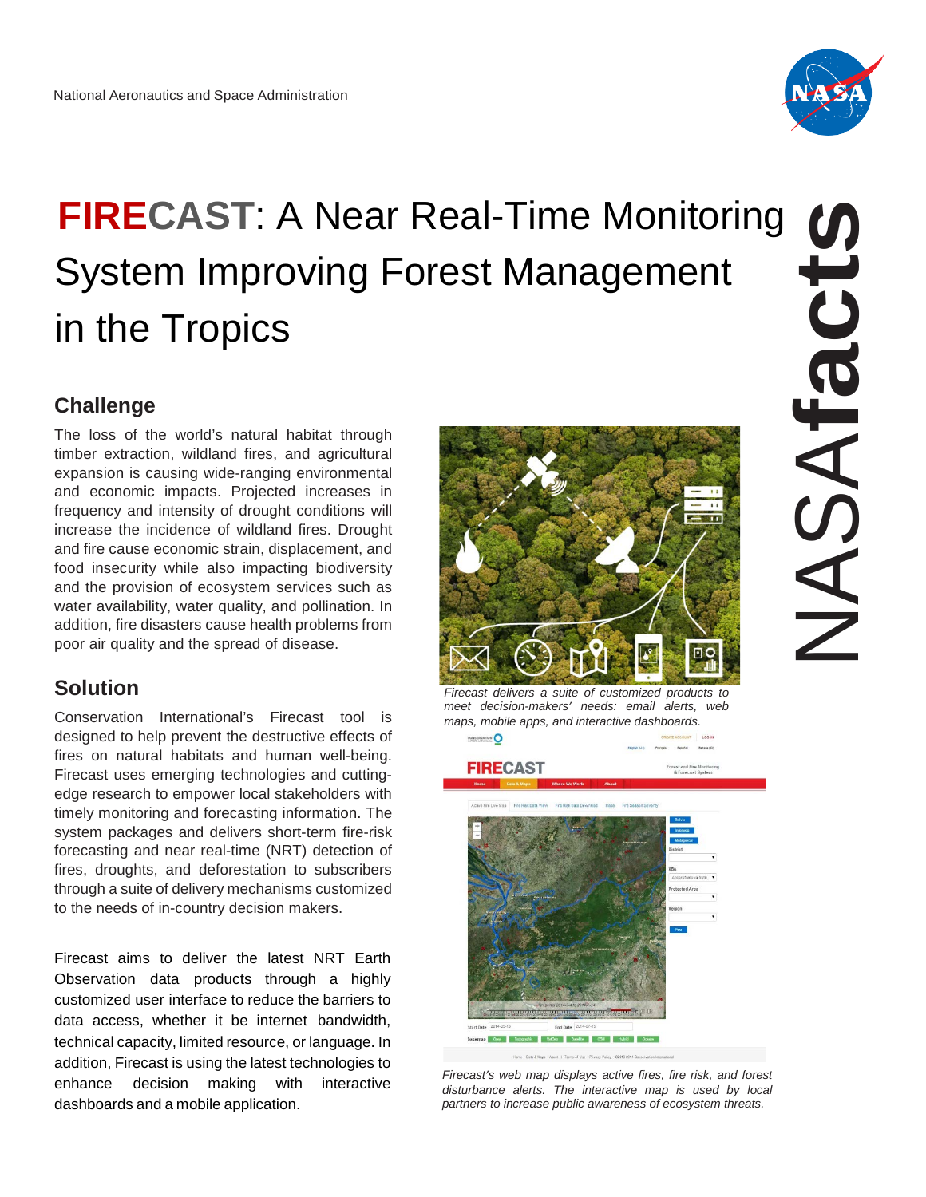National Aeronautics and Space Administration

# FIRECAST: A Near Real-Time Monitoring System Improving Forest Management in the Tropics

NASAfacts

## Challenge

The loss of the world's natural habitat through timber extraction, wildland fires, and agricultural expansion is causing wide-ranging environmental and economic impacts. Projected increases in frequency and intensity of drought conditions will increase the incidence of wildland fires. Drought and fire cause economic strain, displacement, and food insecurity while also impacting biodiversity and the provision of ecosystem services such as water availability, water quality, and pollination. In addition, fire disasters cause health problems from poor air quality and the spread of disease.

## Solution

Conservation International's Firecast tool is designed to help prevent the destructive effects of fires on natural habitats and human well-being. Firecast uses emerging technologies and cutting-edge research to empower local stakeholders with timely monitoring and forecasting information. The system packages and delivers short-term fire-risk forecasting and near real-time (NRT) detection of fires, droughts, and deforestation to subscribers through a suite of delivery mechanisms customized to the needs of in-country decision makers.

Firecast aims to deliver the latest NRT Earth Observation data products through a highly customized user interface to reduce the barriers to data access, whether it be internet bandwidth, technical capacity, limited resource, or language. In addition, Firecast is using the latest technologies to enhance decision making with interactive dashboards and a mobile application.

*Firecast delivers a suite of customized products to meet decision-makers' needs: email alerts, web maps, mobile apps, and interactive dashboards.*

*Firecast's web map displays active fires, fire risk, and forest disturbance alerts. The interactive map is used by local partners to increase public awareness of ecosystem threats.*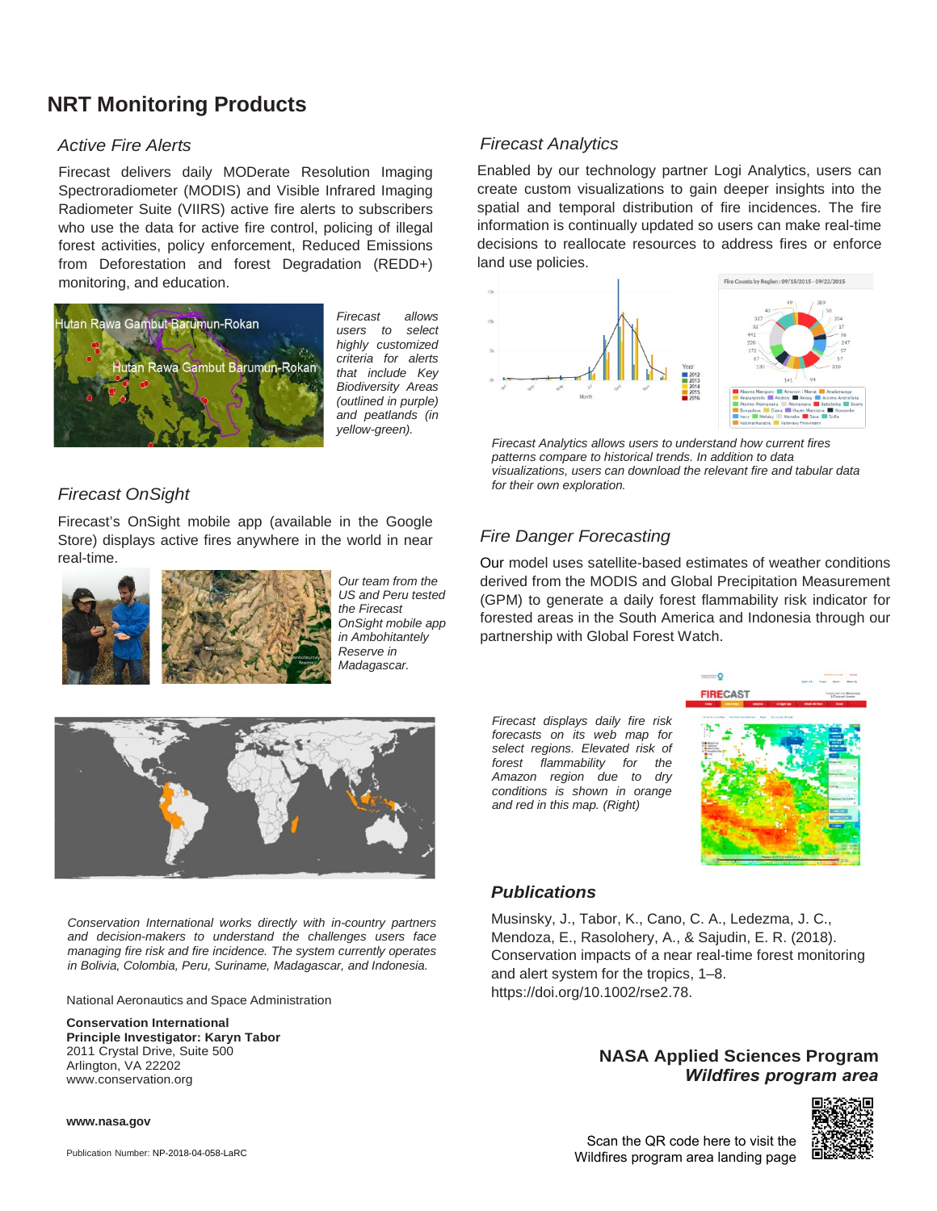# NRT Monitoring Products

## *Active Fire Alerts*

Firecast delivers daily MODerate Resolution Imaging Spectroradiometer (MODIS) and Visible Infrared Imaging Radiometer Suite (VIIRS) active fire alerts to subscribers who use the data for active fire control, policing of illegal forest activities, policy enforcement, Reduced Emissions from Deforestation and forest Degradation (REDD+) monitoring, and education.

*Firecast allows users to select highly customized criteria for alerts that include Key Biodiversity Areas (outlined in purple) and peatlands (in yellow-green).*

## *Firecast OnSight*

Firecast's OnSight mobile app (available in the Google Store) displays active fires anywhere in the world in near real-time.

*Our team from the US and Peru tested the Firecast OnSight mobile app in Ambohitantely Reserve in Madagascar.*

*Conservation International works directly with in-country partners and decision-makers to understand the challenges users face managing fire risk and fire incidence. The system currently operates in Bolivia, Colombia, Peru, Suriname, Madagascar, and Indonesia.*

## *Firecast Analytics*

Enabled by our technology partner Logi Analytics, users can create custom visualizations to gain deeper insights into the spatial and temporal distribution of fire incidences. The fire information is continually updated so users can make real-time decisions to reallocate resources to address fires or enforce land use policies.

*Firecast Analytics allows users to understand how current fires patterns compare to historical trends. In addition to data visualizations, users can download the relevant fire and tabular data for their own exploration.*

## *Fire Danger Forecasting*

Our model uses satellite-based estimates of weather conditions derived from the MODIS and Global Precipitation Measurement (GPM) to generate a daily forest flammability risk indicator for forested areas in the South America and Indonesia through our partnership with Global Forest Watch.

*Firecast displays daily fire risk forecasts on its web map for select regions. Elevated risk of forest flammability for the Amazon region due to dry conditions is shown in orange and red in this map. (Right)*

## **Publications**

Musinsky, J., Tabor, K., Cano, C. A., Ledezma, J. C., Mendoza, E., Rasolohery, A., & Sajudin, E. R. (2018). Conservation impacts of a near real-time forest monitoring and alert system for the tropics, 1–8. https://doi.org/10.1002/rse2.78.

National Aeronautics and Space Administration

**Conservation International**
**Principle Investigator: Karyn Tabor**
2011 Crystal Drive, Suite 500
Arlington, VA 22202
www.conservation.org

**www.nasa.gov**

Publication Number: NP-2018-04-058-LaRC

**NASA Applied Sciences Program**
***Wildfires program area***

Scan the QR code here to visit the Wildfires program area landing page